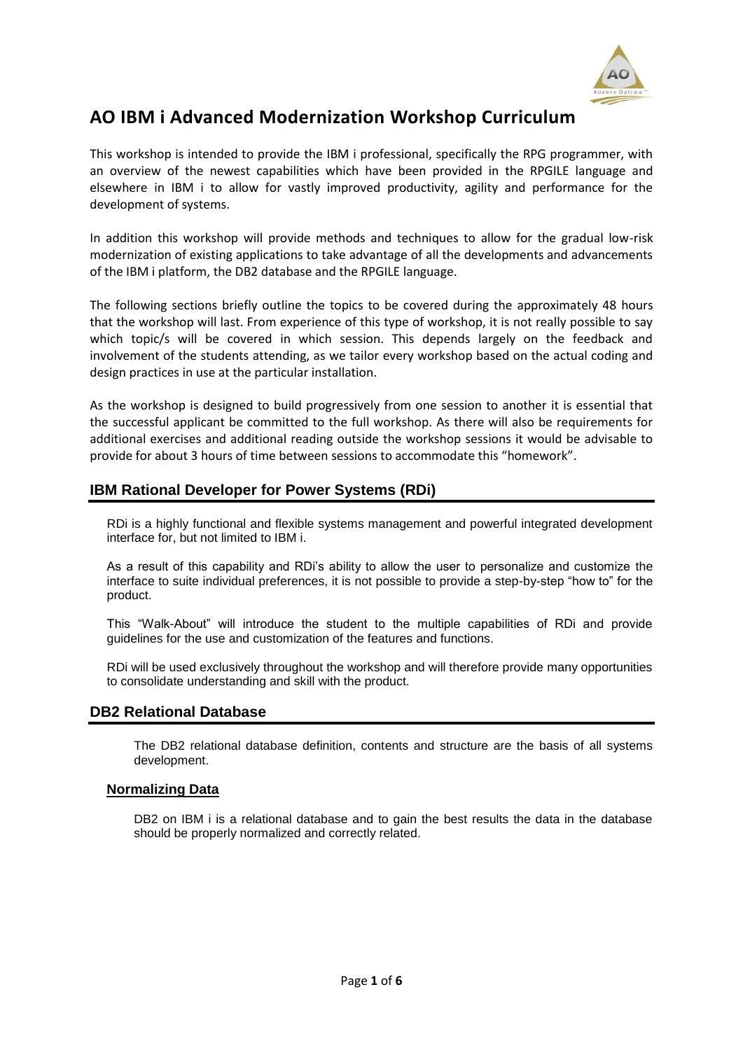# AO IBM i Advanced Modernization Workshop Curriculum

This workshop is intended to provide the IBM i professional, specifically the RPG programmer, with an overview of the newest capabilities which have been provided in the RPGILE language and elsewhere in IBM i to allow for vastly improved productivity, agility and performance for the development of systems.

In addition this workshop will provide methods and techniques to allow for the gradual low-risk modernization of existing applications to take advantage of all the developments and advancements of the IBM i platform, the DB2 database and the RPGILE language.

The following sections briefly outline the topics to be covered during the approximately 48 hours that the workshop will last. From experience of this type of workshop, it is not really possible to say which topic/s will be covered in which session. This depends largely on the feedback and involvement of the students attending, as we tailor every workshop based on the actual coding and design practices in use at the particular installation.

As the workshop is designed to build progressively from one session to another it is essential that the successful applicant be committed to the full workshop. As there will also be requirements for additional exercises and additional reading outside the workshop sessions it would be advisable to provide for about 3 hours of time between sessions to accommodate this "homework".

## IBM Rational Developer for Power Systems (RDi)

RDi is a highly functional and flexible systems management and powerful integrated development interface for, but not limited to IBM i.

As a result of this capability and RDi's ability to allow the user to personalize and customize the interface to suite individual preferences, it is not possible to provide a step-by-step "how to" for the product.

This "Walk-About" will introduce the student to the multiple capabilities of RDi and provide guidelines for the use and customization of the features and functions.

RDi will be used exclusively throughout the workshop and will therefore provide many opportunities to consolidate understanding and skill with the product.

## DB2 Relational Database

The DB2 relational database definition, contents and structure are the basis of all systems development.

### Normalizing Data

DB2 on IBM i is a relational database and to gain the best results the data in the database should be properly normalized and correctly related.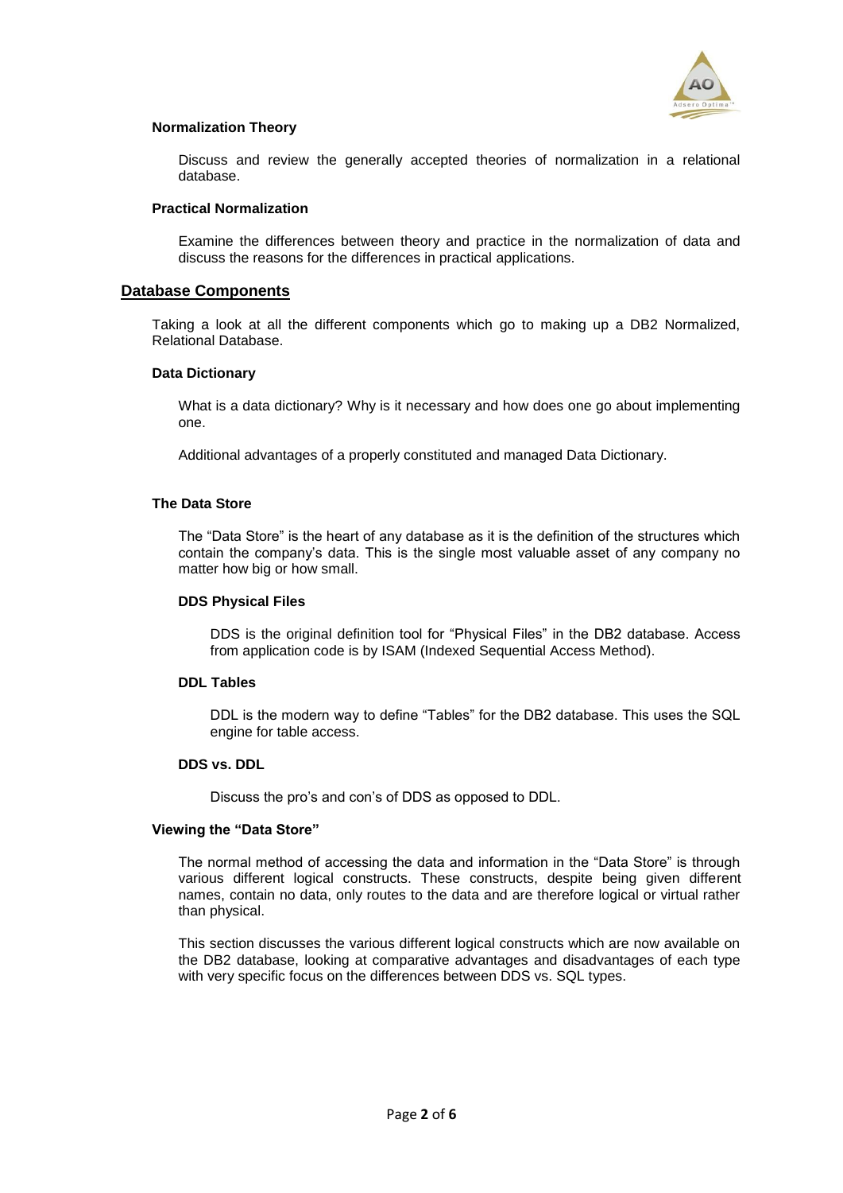### Normalization Theory

Discuss and review the generally accepted theories of normalization in a relational database.

### Practical Normalization

Examine the differences between theory and practice in the normalization of data and discuss the reasons for the differences in practical applications.

## Database Components

Taking a look at all the different components which go to making up a DB2 Normalized, Relational Database.

### Data Dictionary

What is a data dictionary? Why is it necessary and how does one go about implementing one.

Additional advantages of a properly constituted and managed Data Dictionary.

### The Data Store

The "Data Store" is the heart of any database as it is the definition of the structures which contain the company's data. This is the single most valuable asset of any company no matter how big or how small.

#### DDS Physical Files

DDS is the original definition tool for "Physical Files" in the DB2 database. Access from application code is by ISAM (Indexed Sequential Access Method).

#### DDL Tables

DDL is the modern way to define "Tables" for the DB2 database. This uses the SQL engine for table access.

#### DDS vs. DDL

Discuss the pro's and con's of DDS as opposed to DDL.

### Viewing the "Data Store"

The normal method of accessing the data and information in the "Data Store" is through various different logical constructs. These constructs, despite being given different names, contain no data, only routes to the data and are therefore logical or virtual rather than physical.

This section discusses the various different logical constructs which are now available on the DB2 database, looking at comparative advantages and disadvantages of each type with very specific focus on the differences between DDS vs. SQL types.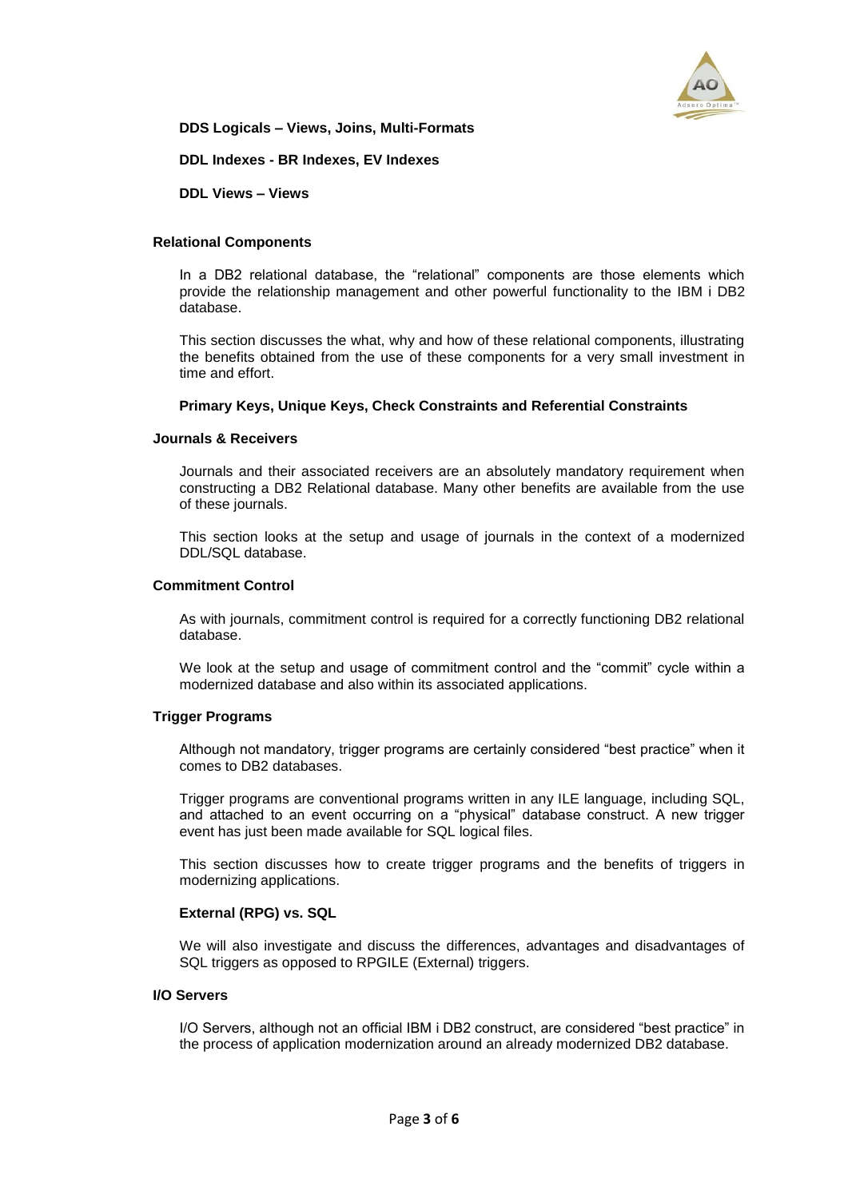**DDS Logicals – Views, Joins, Multi-Formats**

**DDL Indexes - BR Indexes, EV Indexes**

**DDL Views – Views**

## Relational Components

In a DB2 relational database, the "relational" components are those elements which provide the relationship management and other powerful functionality to the IBM i DB2 database.

This section discusses the what, why and how of these relational components, illustrating the benefits obtained from the use of these components for a very small investment in time and effort.

**Primary Keys, Unique Keys, Check Constraints and Referential Constraints**

## Journals & Receivers

Journals and their associated receivers are an absolutely mandatory requirement when constructing a DB2 Relational database. Many other benefits are available from the use of these journals.

This section looks at the setup and usage of journals in the context of a modernized DDL/SQL database.

## Commitment Control

As with journals, commitment control is required for a correctly functioning DB2 relational database.

We look at the setup and usage of commitment control and the "commit" cycle within a modernized database and also within its associated applications.

## Trigger Programs

Although not mandatory, trigger programs are certainly considered "best practice" when it comes to DB2 databases.

Trigger programs are conventional programs written in any ILE language, including SQL, and attached to an event occurring on a "physical" database construct. A new trigger event has just been made available for SQL logical files.

This section discusses how to create trigger programs and the benefits of triggers in modernizing applications.

**External (RPG) vs. SQL**

We will also investigate and discuss the differences, advantages and disadvantages of SQL triggers as opposed to RPGILE (External) triggers.

## I/O Servers

I/O Servers, although not an official IBM i DB2 construct, are considered "best practice" in the process of application modernization around an already modernized DB2 database.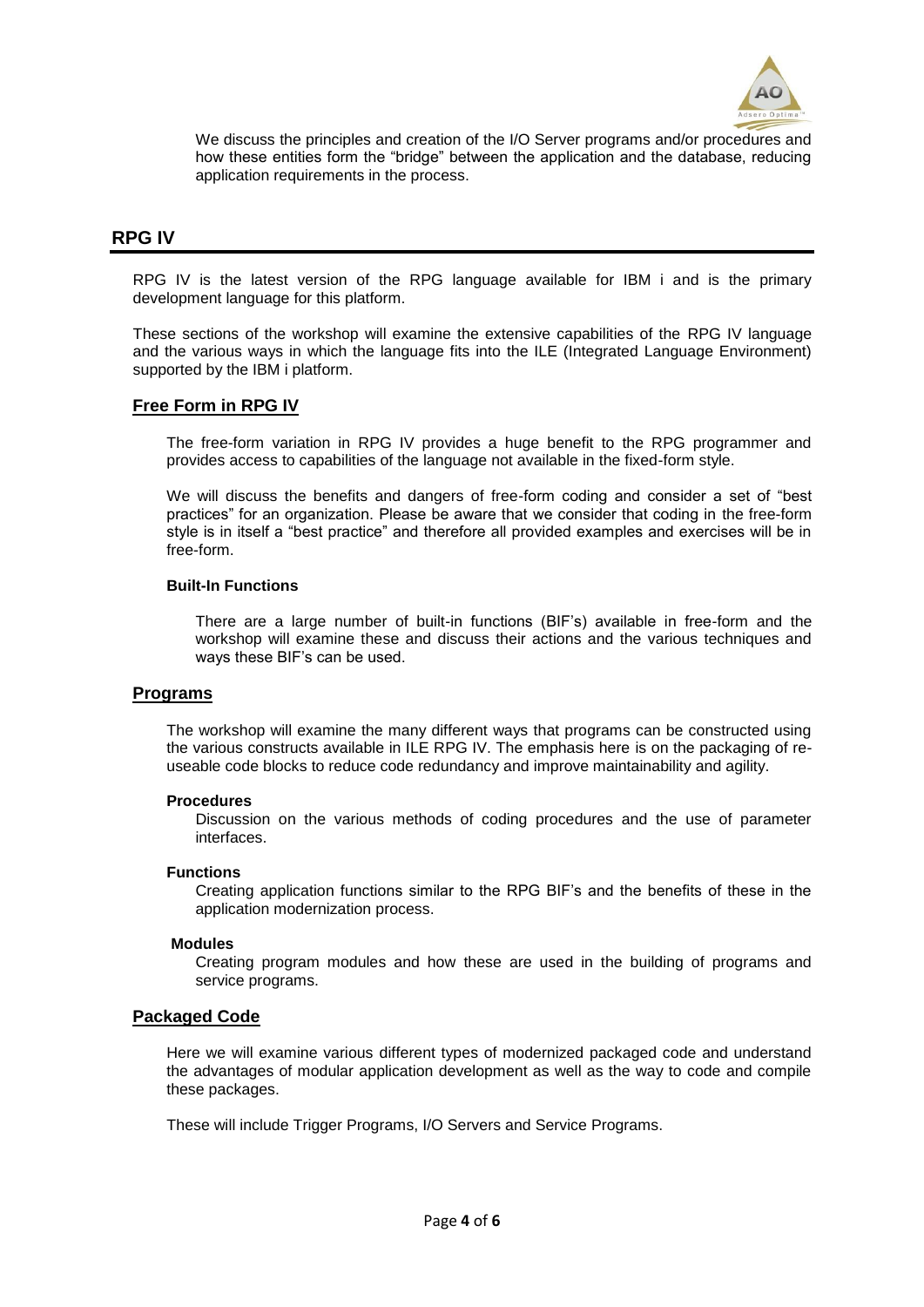We discuss the principles and creation of the I/O Server programs and/or procedures and how these entities form the "bridge" between the application and the database, reducing application requirements in the process.

## RPG IV

RPG IV is the latest version of the RPG language available for IBM i and is the primary development language for this platform.

These sections of the workshop will examine the extensive capabilities of the RPG IV language and the various ways in which the language fits into the ILE (Integrated Language Environment) supported by the IBM i platform.

### Free Form in RPG IV

The free-form variation in RPG IV provides a huge benefit to the RPG programmer and provides access to capabilities of the language not available in the fixed-form style.

We will discuss the benefits and dangers of free-form coding and consider a set of "best practices" for an organization. Please be aware that we consider that coding in the free-form style is in itself a "best practice" and therefore all provided examples and exercises will be in free-form.

#### Built-In Functions

There are a large number of built-in functions (BIF's) available in free-form and the workshop will examine these and discuss their actions and the various techniques and ways these BIF's can be used.

### Programs

The workshop will examine the many different ways that programs can be constructed using the various constructs available in ILE RPG IV. The emphasis here is on the packaging of re-useable code blocks to reduce code redundancy and improve maintainability and agility.

#### Procedures

Discussion on the various methods of coding procedures and the use of parameter interfaces.

#### Functions

Creating application functions similar to the RPG BIF's and the benefits of these in the application modernization process.

#### Modules

Creating program modules and how these are used in the building of programs and service programs.

### Packaged Code

Here we will examine various different types of modernized packaged code and understand the advantages of modular application development as well as the way to code and compile these packages.

These will include Trigger Programs, I/O Servers and Service Programs.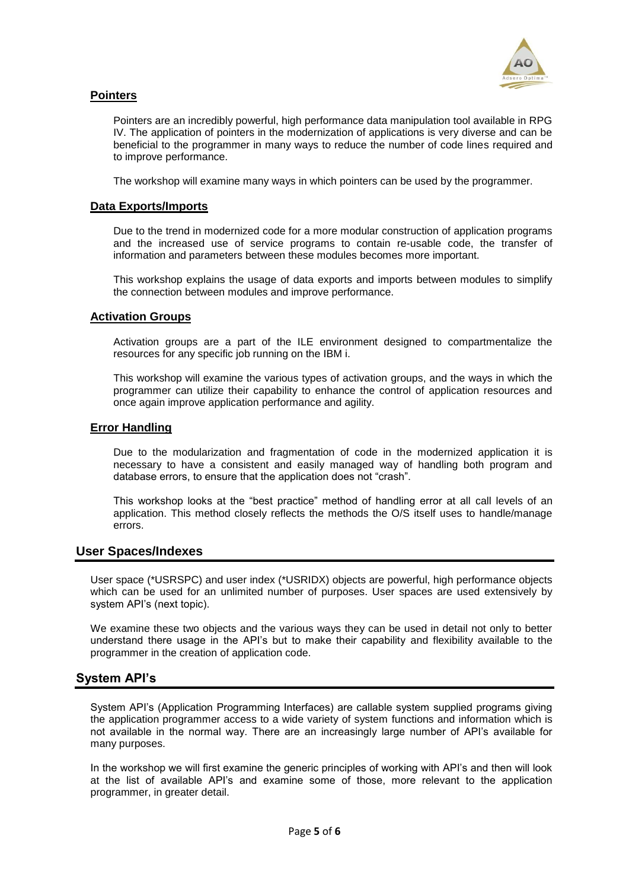### Pointers

Pointers are an incredibly powerful, high performance data manipulation tool available in RPG IV. The application of pointers in the modernization of applications is very diverse and can be beneficial to the programmer in many ways to reduce the number of code lines required and to improve performance.

The workshop will examine many ways in which pointers can be used by the programmer.

### Data Exports/Imports

Due to the trend in modernized code for a more modular construction of application programs and the increased use of service programs to contain re-usable code, the transfer of information and parameters between these modules becomes more important.

This workshop explains the usage of data exports and imports between modules to simplify the connection between modules and improve performance.

### Activation Groups

Activation groups are a part of the ILE environment designed to compartmentalize the resources for any specific job running on the IBM i.

This workshop will examine the various types of activation groups, and the ways in which the programmer can utilize their capability to enhance the control of application resources and once again improve application performance and agility.

### Error Handling

Due to the modularization and fragmentation of code in the modernized application it is necessary to have a consistent and easily managed way of handling both program and database errors, to ensure that the application does not "crash".

This workshop looks at the "best practice" method of handling error at all call levels of an application. This method closely reflects the methods the O/S itself uses to handle/manage errors.

## User Spaces/Indexes

User space (*USRSPC) and user index (*USRIDX) objects are powerful, high performance objects which can be used for an unlimited number of purposes. User spaces are used extensively by system API's (next topic).

We examine these two objects and the various ways they can be used in detail not only to better understand there usage in the API's but to make their capability and flexibility available to the programmer in the creation of application code.

## System API's

System API's (Application Programming Interfaces) are callable system supplied programs giving the application programmer access to a wide variety of system functions and information which is not available in the normal way. There are an increasingly large number of API's available for many purposes.

In the workshop we will first examine the generic principles of working with API's and then will look at the list of available API's and examine some of those, more relevant to the application programmer, in greater detail.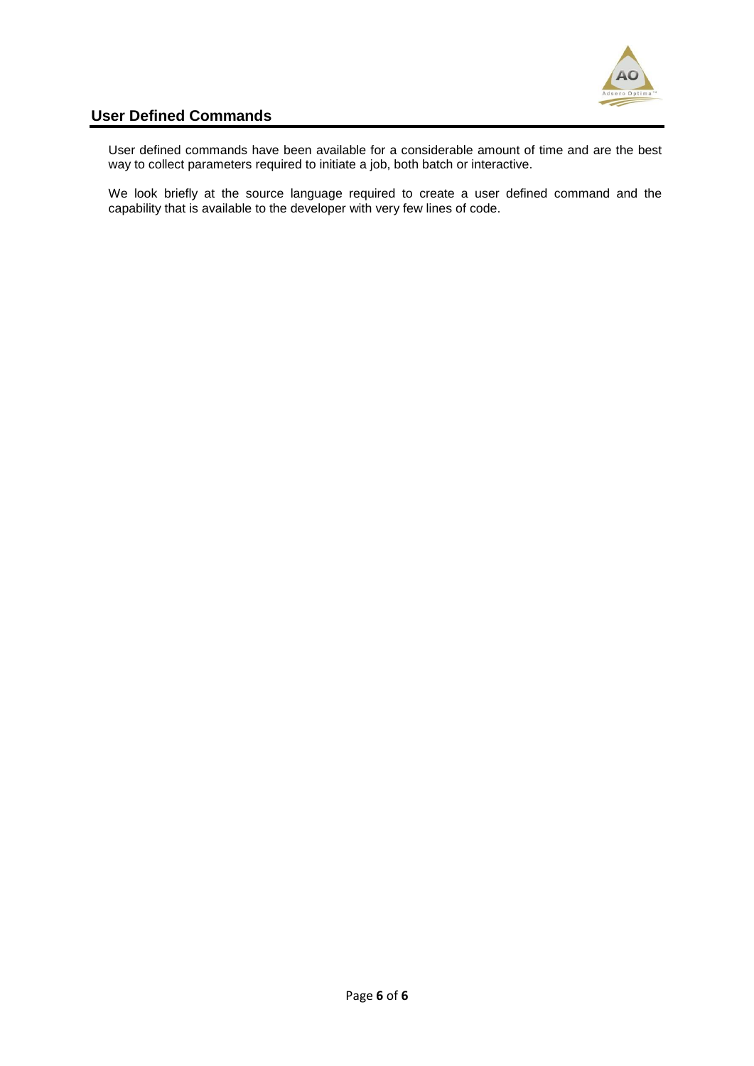## User Defined Commands

User defined commands have been available for a considerable amount of time and are the best way to collect parameters required to initiate a job, both batch or interactive.

We look briefly at the source language required to create a user defined command and the capability that is available to the developer with very few lines of code.